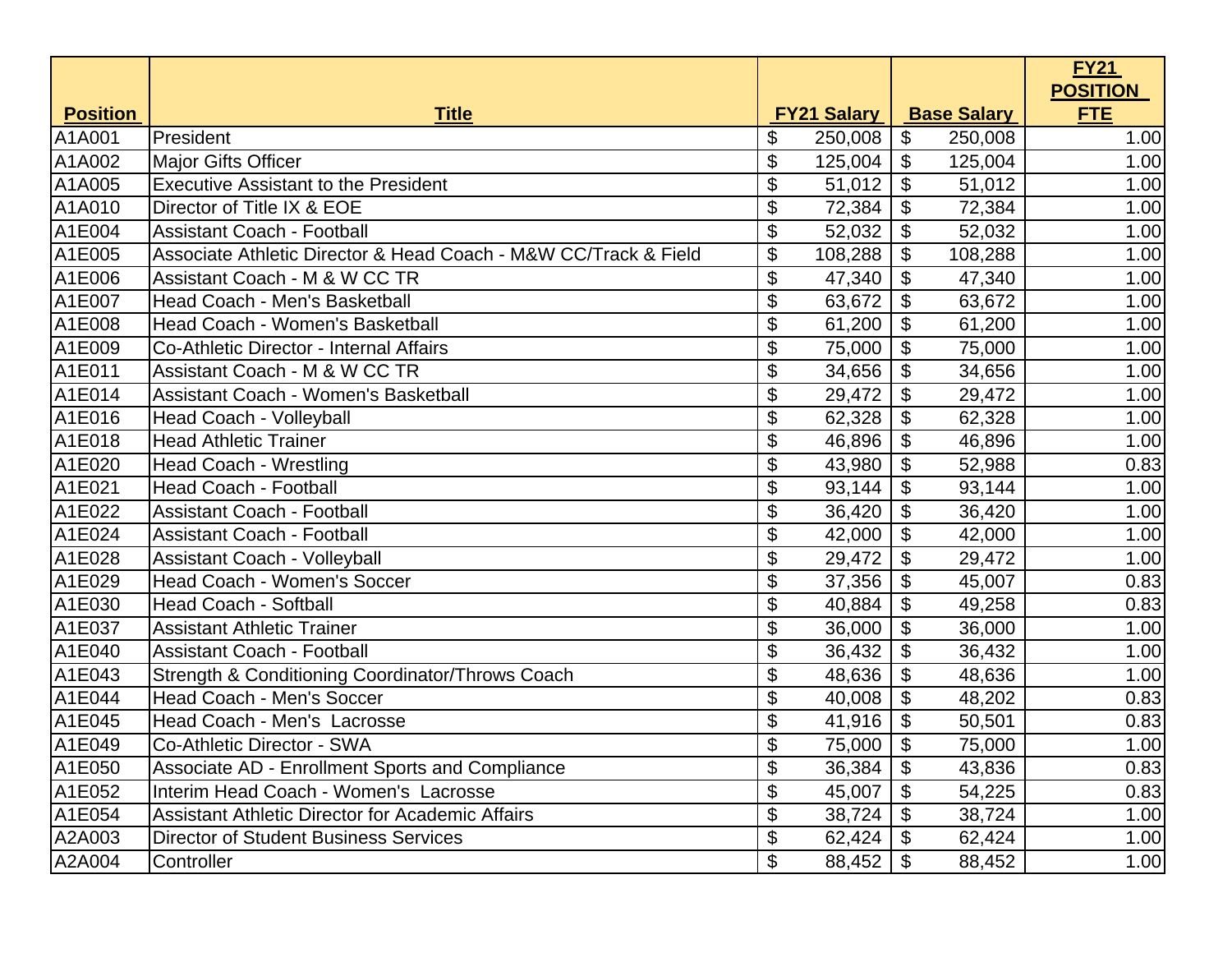| Position | Title | FY21 Salary | Base Salary | FY21 POSITION FTE |
|---|---|---|---|---|
| A1A001 | President | $ 250,008 | $ 250,008 | 1.00 |
| A1A002 | Major Gifts Officer | $ 125,004 | $ 125,004 | 1.00 |
| A1A005 | Executive Assistant to the President | $ 51,012 | $ 51,012 | 1.00 |
| A1A010 | Director of Title IX & EOE | $ 72,384 | $ 72,384 | 1.00 |
| A1E004 | Assistant Coach - Football | $ 52,032 | $ 52,032 | 1.00 |
| A1E005 | Associate Athletic Director & Head Coach - M&W CC/Track & Field | $ 108,288 | $ 108,288 | 1.00 |
| A1E006 | Assistant Coach - M & W CC TR | $ 47,340 | $ 47,340 | 1.00 |
| A1E007 | Head Coach - Men's Basketball | $ 63,672 | $ 63,672 | 1.00 |
| A1E008 | Head Coach - Women's Basketball | $ 61,200 | $ 61,200 | 1.00 |
| A1E009 | Co-Athletic Director - Internal Affairs | $ 75,000 | $ 75,000 | 1.00 |
| A1E011 | Assistant Coach - M & W CC TR | $ 34,656 | $ 34,656 | 1.00 |
| A1E014 | Assistant Coach - Women's Basketball | $ 29,472 | $ 29,472 | 1.00 |
| A1E016 | Head Coach - Volleyball | $ 62,328 | $ 62,328 | 1.00 |
| A1E018 | Head Athletic Trainer | $ 46,896 | $ 46,896 | 1.00 |
| A1E020 | Head Coach - Wrestling | $ 43,980 | $ 52,988 | 0.83 |
| A1E021 | Head Coach - Football | $ 93,144 | $ 93,144 | 1.00 |
| A1E022 | Assistant Coach - Football | $ 36,420 | $ 36,420 | 1.00 |
| A1E024 | Assistant Coach - Football | $ 42,000 | $ 42,000 | 1.00 |
| A1E028 | Assistant Coach - Volleyball | $ 29,472 | $ 29,472 | 1.00 |
| A1E029 | Head Coach - Women's Soccer | $ 37,356 | $ 45,007 | 0.83 |
| A1E030 | Head Coach - Softball | $ 40,884 | $ 49,258 | 0.83 |
| A1E037 | Assistant Athletic Trainer | $ 36,000 | $ 36,000 | 1.00 |
| A1E040 | Assistant Coach - Football | $ 36,432 | $ 36,432 | 1.00 |
| A1E043 | Strength & Conditioning Coordinator/Throws Coach | $ 48,636 | $ 48,636 | 1.00 |
| A1E044 | Head Coach - Men's Soccer | $ 40,008 | $ 48,202 | 0.83 |
| A1E045 | Head Coach - Men's Lacrosse | $ 41,916 | $ 50,501 | 0.83 |
| A1E049 | Co-Athletic Director - SWA | $ 75,000 | $ 75,000 | 1.00 |
| A1E050 | Associate AD - Enrollment Sports and Compliance | $ 36,384 | $ 43,836 | 0.83 |
| A1E052 | Interim Head Coach - Women's Lacrosse | $ 45,007 | $ 54,225 | 0.83 |
| A1E054 | Assistant Athletic Director for Academic Affairs | $ 38,724 | $ 38,724 | 1.00 |
| A2A003 | Director of Student Business Services | $ 62,424 | $ 62,424 | 1.00 |
| A2A004 | Controller | $ 88,452 | $ 88,452 | 1.00 |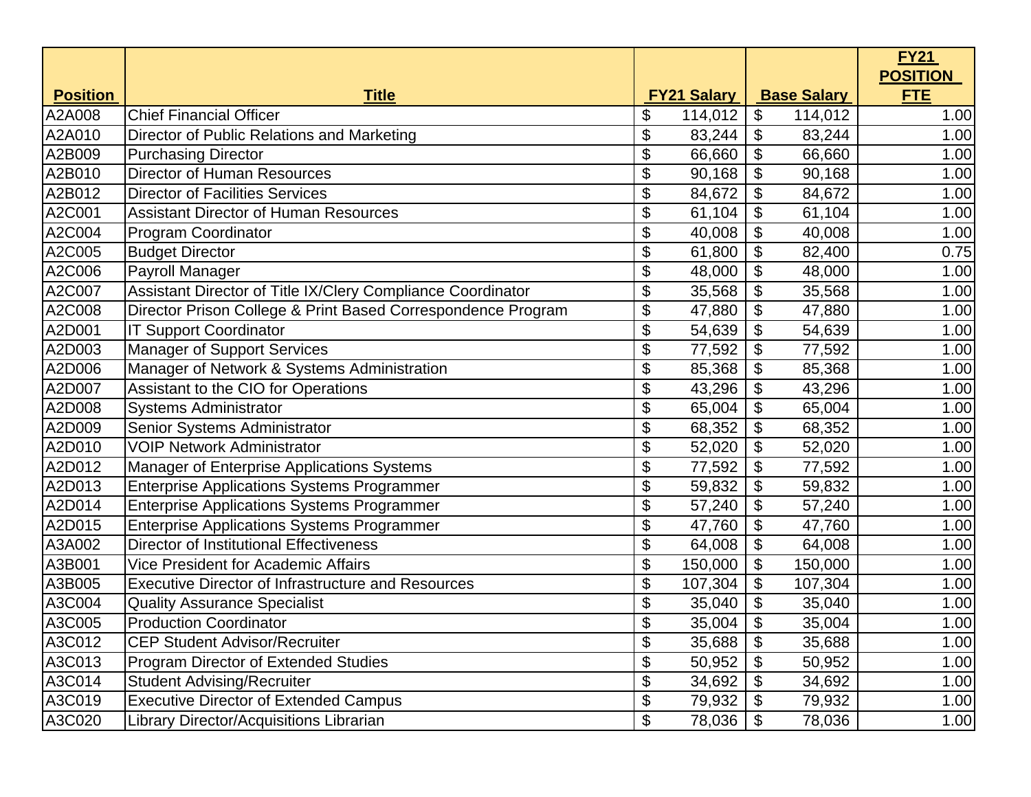| Position | Title | FY21 Salary | Base Salary | FY21 POSITION FTE |
|---|---|---|---|---|
| A2A008 | Chief Financial Officer | $ 114,012 | $ 114,012 | 1.00 |
| A2A010 | Director of Public Relations and Marketing | $ 83,244 | $ 83,244 | 1.00 |
| A2B009 | Purchasing Director | $ 66,660 | $ 66,660 | 1.00 |
| A2B010 | Director of Human Resources | $ 90,168 | $ 90,168 | 1.00 |
| A2B012 | Director of Facilities Services | $ 84,672 | $ 84,672 | 1.00 |
| A2C001 | Assistant Director of Human Resources | $ 61,104 | $ 61,104 | 1.00 |
| A2C004 | Program Coordinator | $ 40,008 | $ 40,008 | 1.00 |
| A2C005 | Budget Director | $ 61,800 | $ 82,400 | 0.75 |
| A2C006 | Payroll Manager | $ 48,000 | $ 48,000 | 1.00 |
| A2C007 | Assistant Director of Title IX/Clery Compliance Coordinator | $ 35,568 | $ 35,568 | 1.00 |
| A2C008 | Director Prison College & Print Based Correspondence Program | $ 47,880 | $ 47,880 | 1.00 |
| A2D001 | IT Support Coordinator | $ 54,639 | $ 54,639 | 1.00 |
| A2D003 | Manager of Support Services | $ 77,592 | $ 77,592 | 1.00 |
| A2D006 | Manager of Network & Systems Administration | $ 85,368 | $ 85,368 | 1.00 |
| A2D007 | Assistant to the CIO for Operations | $ 43,296 | $ 43,296 | 1.00 |
| A2D008 | Systems Administrator | $ 65,004 | $ 65,004 | 1.00 |
| A2D009 | Senior Systems Administrator | $ 68,352 | $ 68,352 | 1.00 |
| A2D010 | VOIP Network Administrator | $ 52,020 | $ 52,020 | 1.00 |
| A2D012 | Manager of Enterprise Applications Systems | $ 77,592 | $ 77,592 | 1.00 |
| A2D013 | Enterprise Applications Systems Programmer | $ 59,832 | $ 59,832 | 1.00 |
| A2D014 | Enterprise Applications Systems Programmer | $ 57,240 | $ 57,240 | 1.00 |
| A2D015 | Enterprise Applications Systems Programmer | $ 47,760 | $ 47,760 | 1.00 |
| A3A002 | Director of Institutional Effectiveness | $ 64,008 | $ 64,008 | 1.00 |
| A3B001 | Vice President for Academic Affairs | $ 150,000 | $ 150,000 | 1.00 |
| A3B005 | Executive Director of Infrastructure and Resources | $ 107,304 | $ 107,304 | 1.00 |
| A3C004 | Quality Assurance Specialist | $ 35,040 | $ 35,040 | 1.00 |
| A3C005 | Production Coordinator | $ 35,004 | $ 35,004 | 1.00 |
| A3C012 | CEP Student Advisor/Recruiter | $ 35,688 | $ 35,688 | 1.00 |
| A3C013 | Program Director of Extended Studies | $ 50,952 | $ 50,952 | 1.00 |
| A3C014 | Student Advising/Recruiter | $ 34,692 | $ 34,692 | 1.00 |
| A3C019 | Executive Director of Extended Campus | $ 79,932 | $ 79,932 | 1.00 |
| A3C020 | Library Director/Acquisitions Librarian | $ 78,036 | $ 78,036 | 1.00 |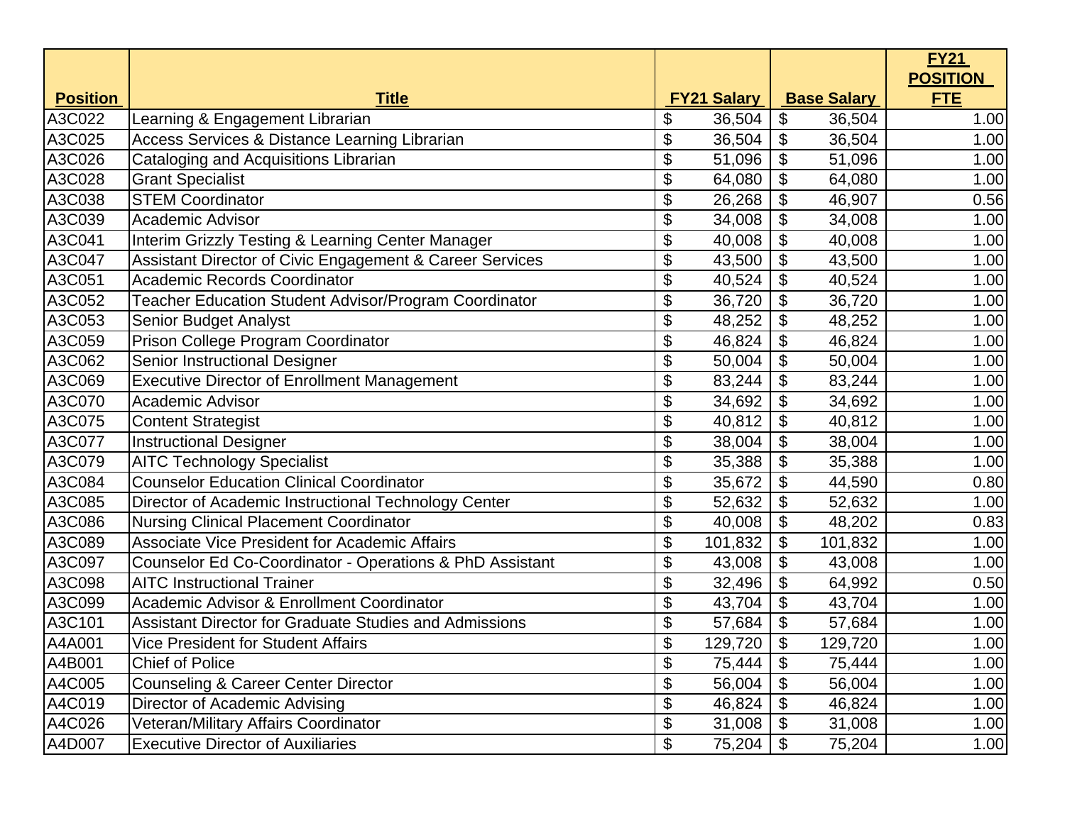| Position | Title | FY21 Salary | Base Salary | FY21 POSITION FTE |
|---|---|---|---|---|
| A3C022 | Learning & Engagement Librarian | $ 36,504 | $ 36,504 | 1.00 |
| A3C025 | Access Services & Distance Learning Librarian | $ 36,504 | $ 36,504 | 1.00 |
| A3C026 | Cataloging and Acquisitions Librarian | $ 51,096 | $ 51,096 | 1.00 |
| A3C028 | Grant Specialist | $ 64,080 | $ 64,080 | 1.00 |
| A3C038 | STEM Coordinator | $ 26,268 | $ 46,907 | 0.56 |
| A3C039 | Academic Advisor | $ 34,008 | $ 34,008 | 1.00 |
| A3C041 | Interim Grizzly Testing & Learning Center Manager | $ 40,008 | $ 40,008 | 1.00 |
| A3C047 | Assistant Director of Civic Engagement & Career Services | $ 43,500 | $ 43,500 | 1.00 |
| A3C051 | Academic Records Coordinator | $ 40,524 | $ 40,524 | 1.00 |
| A3C052 | Teacher Education Student Advisor/Program Coordinator | $ 36,720 | $ 36,720 | 1.00 |
| A3C053 | Senior Budget Analyst | $ 48,252 | $ 48,252 | 1.00 |
| A3C059 | Prison College Program Coordinator | $ 46,824 | $ 46,824 | 1.00 |
| A3C062 | Senior Instructional Designer | $ 50,004 | $ 50,004 | 1.00 |
| A3C069 | Executive Director of Enrollment Management | $ 83,244 | $ 83,244 | 1.00 |
| A3C070 | Academic Advisor | $ 34,692 | $ 34,692 | 1.00 |
| A3C075 | Content Strategist | $ 40,812 | $ 40,812 | 1.00 |
| A3C077 | Instructional Designer | $ 38,004 | $ 38,004 | 1.00 |
| A3C079 | AITC Technology Specialist | $ 35,388 | $ 35,388 | 1.00 |
| A3C084 | Counselor Education Clinical Coordinator | $ 35,672 | $ 44,590 | 0.80 |
| A3C085 | Director of Academic Instructional Technology Center | $ 52,632 | $ 52,632 | 1.00 |
| A3C086 | Nursing Clinical Placement Coordinator | $ 40,008 | $ 48,202 | 0.83 |
| A3C089 | Associate Vice President for Academic Affairs | $ 101,832 | $ 101,832 | 1.00 |
| A3C097 | Counselor Ed Co-Coordinator - Operations & PhD Assistant | $ 43,008 | $ 43,008 | 1.00 |
| A3C098 | AITC Instructional Trainer | $ 32,496 | $ 64,992 | 0.50 |
| A3C099 | Academic Advisor & Enrollment Coordinator | $ 43,704 | $ 43,704 | 1.00 |
| A3C101 | Assistant Director for Graduate Studies and Admissions | $ 57,684 | $ 57,684 | 1.00 |
| A4A001 | Vice President for Student Affairs | $ 129,720 | $ 129,720 | 1.00 |
| A4B001 | Chief of Police | $ 75,444 | $ 75,444 | 1.00 |
| A4C005 | Counseling & Career Center Director | $ 56,004 | $ 56,004 | 1.00 |
| A4C019 | Director of Academic Advising | $ 46,824 | $ 46,824 | 1.00 |
| A4C026 | Veteran/Military Affairs Coordinator | $ 31,008 | $ 31,008 | 1.00 |
| A4D007 | Executive Director of Auxiliaries | $ 75,204 | $ 75,204 | 1.00 |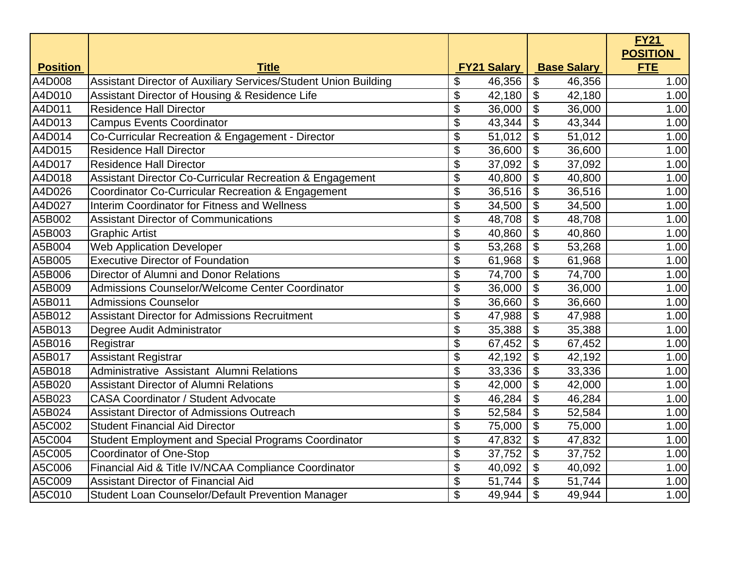| Position | Title | FY21 Salary | Base Salary | FY21 POSITION FTE |
|---|---|---|---|---|
| A4D008 | Assistant Director of Auxiliary Services/Student Union Building | $ 46,356 | $ 46,356 | 1.00 |
| A4D010 | Assistant Director of Housing & Residence Life | $ 42,180 | $ 42,180 | 1.00 |
| A4D011 | Residence Hall Director | $ 36,000 | $ 36,000 | 1.00 |
| A4D013 | Campus Events Coordinator | $ 43,344 | $ 43,344 | 1.00 |
| A4D014 | Co-Curricular Recreation & Engagement - Director | $ 51,012 | $ 51,012 | 1.00 |
| A4D015 | Residence Hall Director | $ 36,600 | $ 36,600 | 1.00 |
| A4D017 | Residence Hall Director | $ 37,092 | $ 37,092 | 1.00 |
| A4D018 | Assistant Director Co-Curricular Recreation & Engagement | $ 40,800 | $ 40,800 | 1.00 |
| A4D026 | Coordinator Co-Curricular Recreation & Engagement | $ 36,516 | $ 36,516 | 1.00 |
| A4D027 | Interim Coordinator for Fitness and Wellness | $ 34,500 | $ 34,500 | 1.00 |
| A5B002 | Assistant Director of Communications | $ 48,708 | $ 48,708 | 1.00 |
| A5B003 | Graphic Artist | $ 40,860 | $ 40,860 | 1.00 |
| A5B004 | Web Application Developer | $ 53,268 | $ 53,268 | 1.00 |
| A5B005 | Executive Director of Foundation | $ 61,968 | $ 61,968 | 1.00 |
| A5B006 | Director of Alumni and Donor Relations | $ 74,700 | $ 74,700 | 1.00 |
| A5B009 | Admissions Counselor/Welcome Center Coordinator | $ 36,000 | $ 36,000 | 1.00 |
| A5B011 | Admissions Counselor | $ 36,660 | $ 36,660 | 1.00 |
| A5B012 | Assistant Director for Admissions Recruitment | $ 47,988 | $ 47,988 | 1.00 |
| A5B013 | Degree Audit Administrator | $ 35,388 | $ 35,388 | 1.00 |
| A5B016 | Registrar | $ 67,452 | $ 67,452 | 1.00 |
| A5B017 | Assistant Registrar | $ 42,192 | $ 42,192 | 1.00 |
| A5B018 | Administrative Assistant Alumni Relations | $ 33,336 | $ 33,336 | 1.00 |
| A5B020 | Assistant Director of Alumni Relations | $ 42,000 | $ 42,000 | 1.00 |
| A5B023 | CASA Coordinator / Student Advocate | $ 46,284 | $ 46,284 | 1.00 |
| A5B024 | Assistant Director of Admissions Outreach | $ 52,584 | $ 52,584 | 1.00 |
| A5C002 | Student Financial Aid Director | $ 75,000 | $ 75,000 | 1.00 |
| A5C004 | Student Employment and Special Programs Coordinator | $ 47,832 | $ 47,832 | 1.00 |
| A5C005 | Coordinator of One-Stop | $ 37,752 | $ 37,752 | 1.00 |
| A5C006 | Financial Aid & Title IV/NCAA Compliance Coordinator | $ 40,092 | $ 40,092 | 1.00 |
| A5C009 | Assistant Director of Financial Aid | $ 51,744 | $ 51,744 | 1.00 |
| A5C010 | Student Loan Counselor/Default Prevention Manager | $ 49,944 | $ 49,944 | 1.00 |